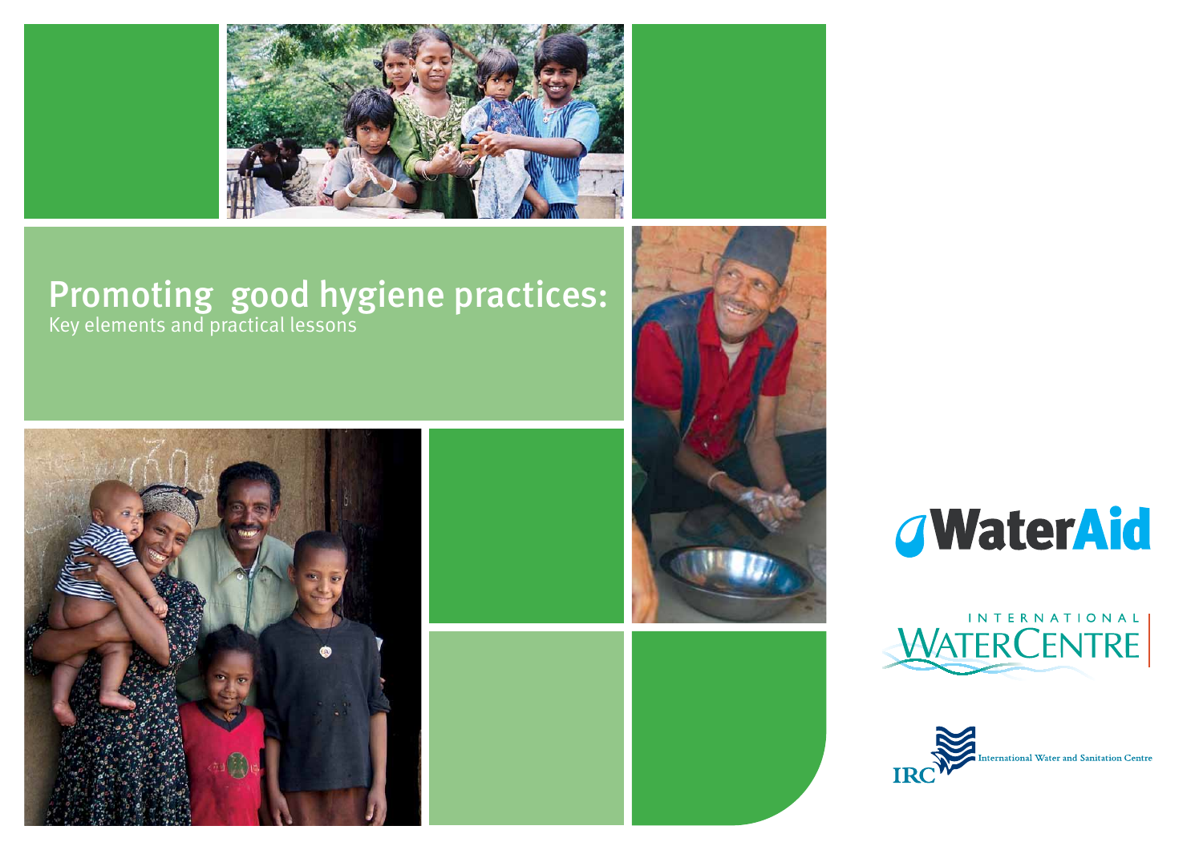# Promoting good hygiene practices:

Key elements and practical lessons

WaterAid

INTERNATIONAL WATERCENTRE

IRC International Water and Sanitation Centre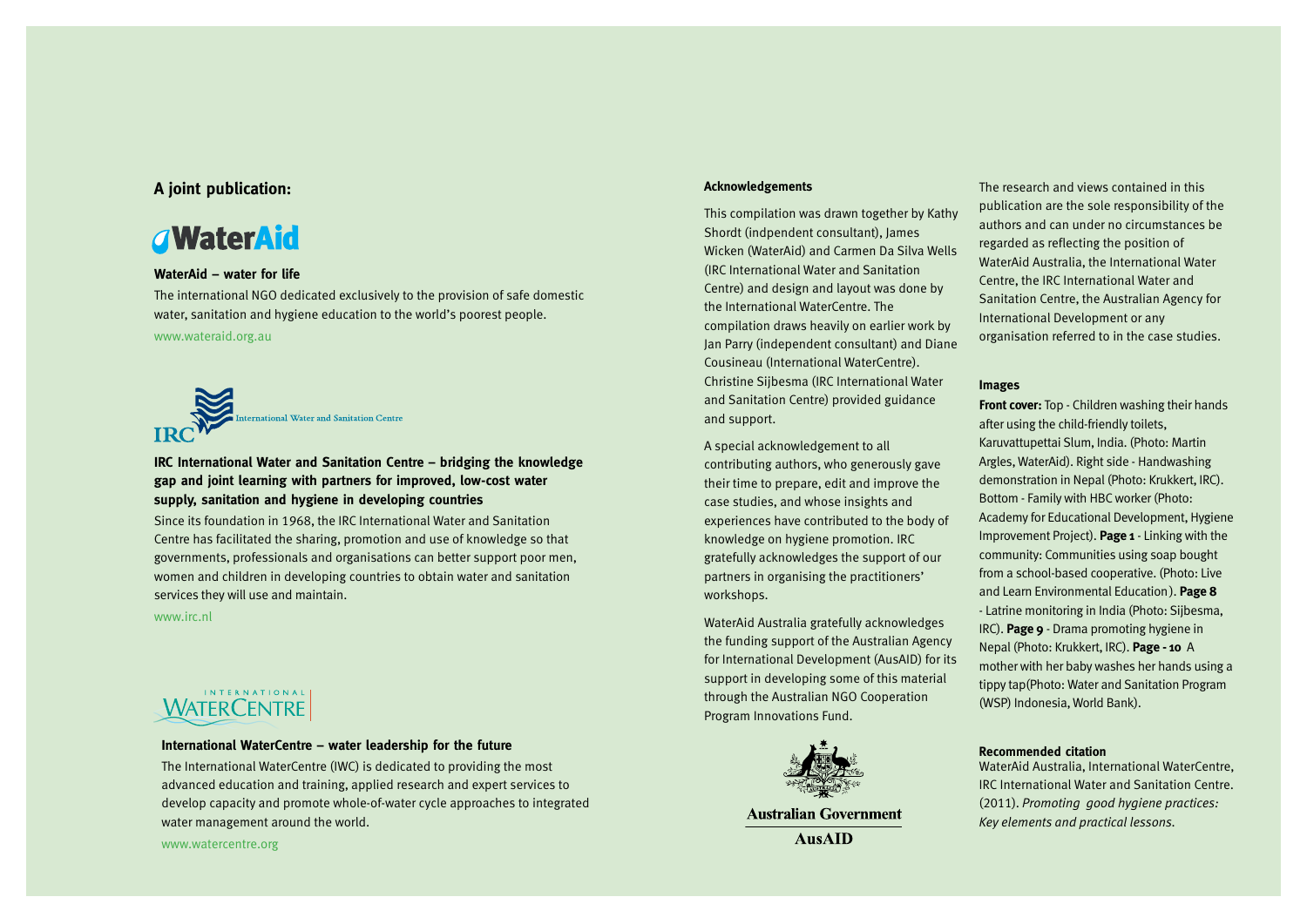**A joint publication:**

WaterAid

**WaterAid – water for life**

The international NGO dedicated exclusively to the provision of safe domestic water, sanitation and hygiene education to the world's poorest people.

www.wateraid.org.au

IRC International Water and Sanitation Centre

**IRC International Water and Sanitation Centre – bridging the knowledge gap and joint learning with partners for improved, low-cost water supply, sanitation and hygiene in developing countries**

Since its foundation in 1968, the IRC International Water and Sanitation Centre has facilitated the sharing, promotion and use of knowledge so that governments, professionals and organisations can better support poor men, women and children in developing countries to obtain water and sanitation services they will use and maintain.

www.irc.nl

International WaterCentre

**International WaterCentre – water leadership for the future**

The International WaterCentre (IWC) is dedicated to providing the most advanced education and training, applied research and expert services to develop capacity and promote whole-of-water cycle approaches to integrated water management around the world.

www.watercentre.org

**Acknowledgements**

This compilation was drawn together by Kathy Shordt (indpendent consultant), James Wicken (WaterAid) and Carmen Da Silva Wells (IRC International Water and Sanitation Centre) and design and layout was done by the International WaterCentre. The compilation draws heavily on earlier work by Jan Parry (independent consultant) and Diane Cousineau (International WaterCentre). Christine Sijbesma (IRC International Water and Sanitation Centre) provided guidance and support.

A special acknowledgement to all contributing authors, who generously gave their time to prepare, edit and improve the case studies, and whose insights and experiences have contributed to the body of knowledge on hygiene promotion. IRC gratefully acknowledges the support of our partners in organising the practitioners' workshops.

WaterAid Australia gratefully acknowledges the funding support of the Australian Agency for International Development (AusAID) for its support in developing some of this material through the Australian NGO Cooperation Program Innovations Fund.

Australian Government
AusAID

The research and views contained in this publication are the sole responsibility of the authors and can under no circumstances be regarded as reflecting the position of WaterAid Australia, the International Water Centre, the IRC International Water and Sanitation Centre, the Australian Agency for International Development or any organisation referred to in the case studies.

**Images**

**Front cover:** Top - Children washing their hands after using the child-friendly toilets, Karuvattupettai Slum, India. (Photo: Martin Argles, WaterAid). Right side - Handwashing demonstration in Nepal (Photo: Krukkert, IRC). Bottom - Family with HBC worker (Photo: Academy for Educational Development, Hygiene Improvement Project). **Page 1** - Linking with the community: Communities using soap bought from a school-based cooperative. (Photo: Live and Learn Environmental Education). **Page 8** - Latrine monitoring in India (Photo: Sijbesma, IRC). **Page 9** - Drama promoting hygiene in Nepal (Photo: Krukkert, IRC). **Page - 10** A mother with her baby washes her hands using a tippy tap(Photo: Water and Sanitation Program (WSP) Indonesia, World Bank).

**Recommended citation**

WaterAid Australia, International WaterCentre, IRC International Water and Sanitation Centre. (2011). *Promoting good hygiene practices: Key elements and practical lessons.*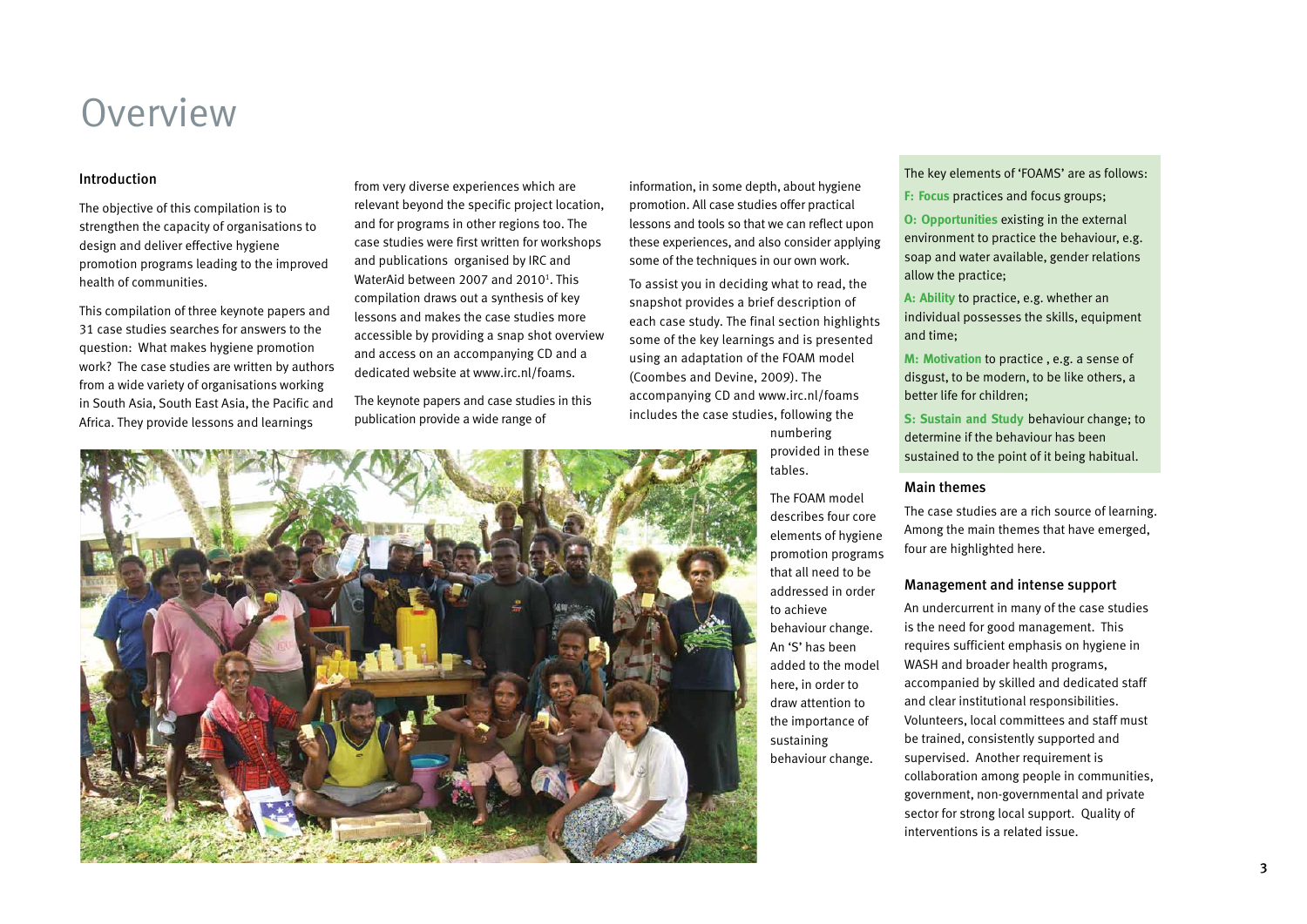# Overview

## Introduction

The objective of this compilation is to strengthen the capacity of organisations to design and deliver effective hygiene promotion programs leading to the improved health of communities.

This compilation of three keynote papers and 31 case studies searches for answers to the question: What makes hygiene promotion work? The case studies are written by authors from a wide variety of organisations working in South Asia, South East Asia, the Pacific and Africa. They provide lessons and learnings from very diverse experiences which are relevant beyond the specific project location, and for programs in other regions too. The case studies were first written for workshops and publications organised by IRC and WaterAid between 2007 and 2010[1]. This compilation draws out a synthesis of key lessons and makes the case studies more accessible by providing a snap shot overview and access on an accompanying CD and a dedicated website at www.irc.nl/foams.

The keynote papers and case studies in this publication provide a wide range of information, in some depth, about hygiene promotion. All case studies offer practical lessons and tools so that we can reflect upon these experiences, and also consider applying some of the techniques in our own work.

To assist you in deciding what to read, the snapshot provides a brief description of each case study. The final section highlights some of the key learnings and is presented using an adaptation of the FOAM model (Coombes and Devine, 2009). The accompanying CD and www.irc.nl/foams includes the case studies, following the numbering provided in these tables.

The FOAM model describes four core elements of hygiene promotion programs that all need to be addressed in order to achieve behaviour change. An 'S' has been added to the model here, in order to draw attention to the importance of sustaining behaviour change.

The key elements of 'FOAMS' are as follows:

**F: Focus** practices and focus groups;

**O: Opportunities** existing in the external environment to practice the behaviour, e.g. soap and water available, gender relations allow the practice;

**A: Ability** to practice, e.g. whether an individual possesses the skills, equipment and time;

**M: Motivation** to practice , e.g. a sense of disgust, to be modern, to be like others, a better life for children;

**S: Sustain and Study** behaviour change; to determine if the behaviour has been sustained to the point of it being habitual.

## Main themes

The case studies are a rich source of learning. Among the main themes that have emerged, four are highlighted here.

### Management and intense support

An undercurrent in many of the case studies is the need for good management. This requires sufficient emphasis on hygiene in WASH and broader health programs, accompanied by skilled and dedicated staff and clear institutional responsibilities. Volunteers, local committees and staff must be trained, consistently supported and supervised. Another requirement is collaboration among people in communities, government, non-governmental and private sector for strong local support. Quality of interventions is a related issue.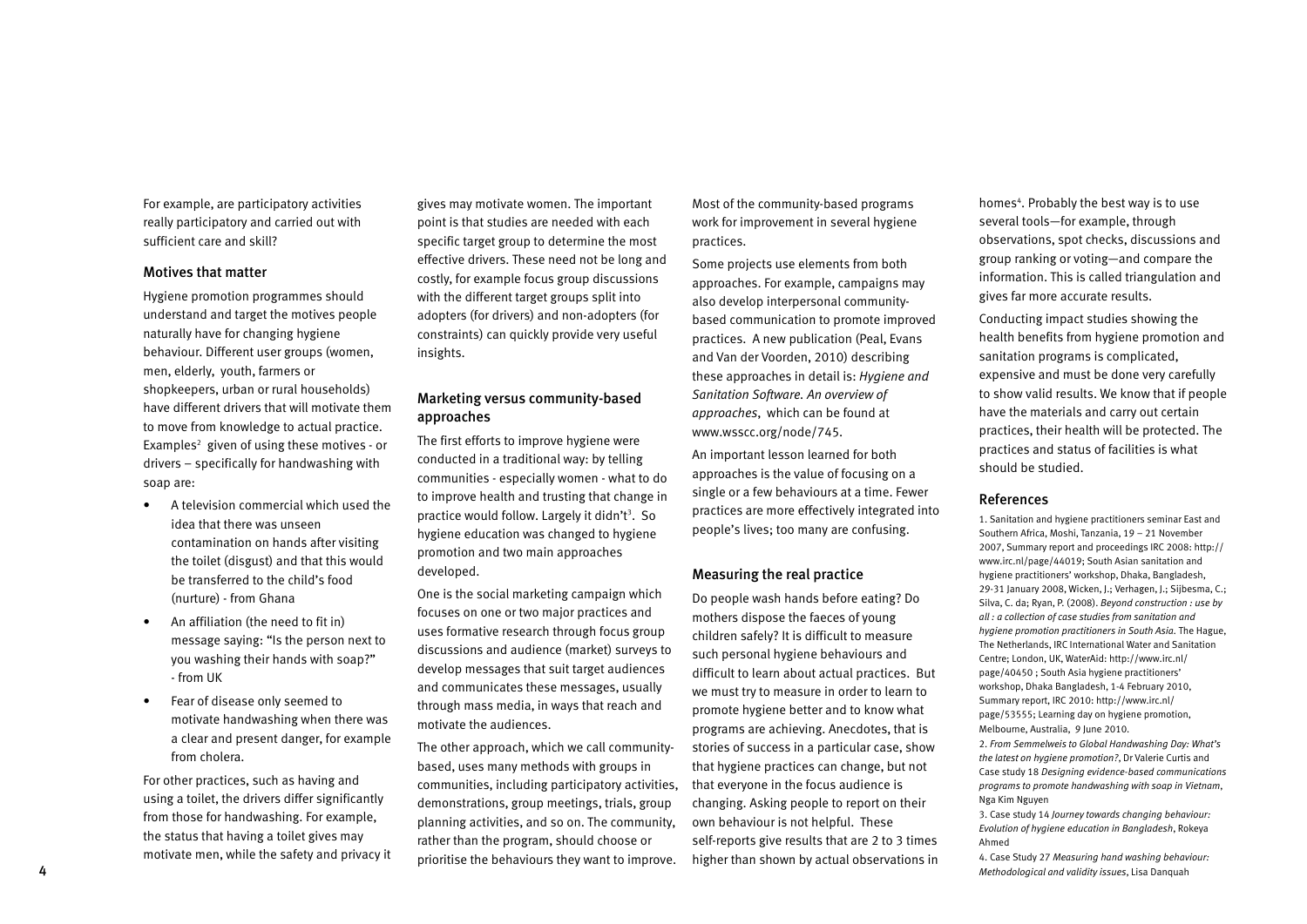For example, are participatory activities really participatory and carried out with sufficient care and skill?

### Motives that matter

Hygiene promotion programmes should understand and target the motives people naturally have for changing hygiene behaviour. Different user groups (women, men, elderly, youth, farmers or shopkeepers, urban or rural households) have different drivers that will motivate them to move from knowledge to actual practice. Examples[2] given of using these motives - or drivers – specifically for handwashing with soap are:

- A television commercial which used the idea that there was unseen contamination on hands after visiting the toilet (disgust) and that this would be transferred to the child's food (nurture) - from Ghana
- An affiliation (the need to fit in) message saying: "Is the person next to you washing their hands with soap?" - from UK
- Fear of disease only seemed to motivate handwashing when there was a clear and present danger, for example from cholera.

For other practices, such as having and using a toilet, the drivers differ significantly from those for handwashing. For example, the status that having a toilet gives may motivate men, while the safety and privacy it gives may motivate women. The important point is that studies are needed with each specific target group to determine the most effective drivers. These need not be long and costly, for example focus group discussions with the different target groups split into adopters (for drivers) and non-adopters (for constraints) can quickly provide very useful insights.

### Marketing versus community-based approaches

The first efforts to improve hygiene were conducted in a traditional way: by telling communities - especially women - what to do to improve health and trusting that change in practice would follow. Largely it didn't[3]. So hygiene education was changed to hygiene promotion and two main approaches developed.

One is the social marketing campaign which focuses on one or two major practices and uses formative research through focus group discussions and audience (market) surveys to develop messages that suit target audiences and communicates these messages, usually through mass media, in ways that reach and motivate the audiences.

The other approach, which we call community-based, uses many methods with groups in communities, including participatory activities, demonstrations, group meetings, trials, group planning activities, and so on. The community, rather than the program, should choose or prioritise the behaviours they want to improve. Most of the community-based programs work for improvement in several hygiene practices.

Some projects use elements from both approaches. For example, campaigns may also develop interpersonal community-based communication to promote improved practices. A new publication (Peal, Evans and Van der Voorden, 2010) describing these approaches in detail is: *Hygiene and Sanitation Software. An overview of approaches*, which can be found at www.wsscc.org/node/745.

An important lesson learned for both approaches is the value of focusing on a single or a few behaviours at a time. Fewer practices are more effectively integrated into people's lives; too many are confusing.

### Measuring the real practice

Do people wash hands before eating? Do mothers dispose the faeces of young children safely? It is difficult to measure such personal hygiene behaviours and difficult to learn about actual practices. But we must try to measure in order to learn to promote hygiene better and to know what programs are achieving. Anecdotes, that is stories of success in a particular case, show that hygiene practices can change, but not that everyone in the focus audience is changing. Asking people to report on their own behaviour is not helpful. These self-reports give results that are 2 to 3 times higher than shown by actual observations in homes[4]. Probably the best way is to use several tools—for example, through observations, spot checks, discussions and group ranking or voting—and compare the information. This is called triangulation and gives far more accurate results.

Conducting impact studies showing the health benefits from hygiene promotion and sanitation programs is complicated, expensive and must be done very carefully to show valid results. We know that if people have the materials and carry out certain practices, their health will be protected. The practices and status of facilities is what should be studied.

### References

1. Sanitation and hygiene practitioners seminar East and Southern Africa, Moshi, Tanzania, 19 – 21 November 2007, Summary report and proceedings IRC 2008: http://www.irc.nl/page/44019; South Asian sanitation and hygiene practitioners' workshop, Dhaka, Bangladesh, 29-31 January 2008, Wicken, J.; Verhagen, J.; Sijbesma, C.; Silva, C. da; Ryan, P. (2008). *Beyond construction : use by all : a collection of case studies from sanitation and hygiene promotion practitioners in South Asia.* The Hague, The Netherlands, IRC International Water and Sanitation Centre; London, UK, WaterAid: http://www.irc.nl/page/40450 ; South Asia hygiene practitioners' workshop, Dhaka Bangladesh, 1-4 February 2010, Summary report, IRC 2010: http://www.irc.nl/page/53555; Learning day on hygiene promotion, Melbourne, Australia, 9 June 2010.
2. *From Semmelweis to Global Handwashing Day: What's the latest on hygiene promotion?*, Dr Valerie Curtis and Case study 18 *Designing evidence-based communications programs to promote handwashing with soap in Vietnam*, Nga Kim Nguyen
3. Case study 14 *Journey towards changing behaviour: Evolution of hygiene education in Bangladesh*, Rokeya Ahmed
4. Case Study 27 *Measuring hand washing behaviour: Methodological and validity issues*, Lisa Danquah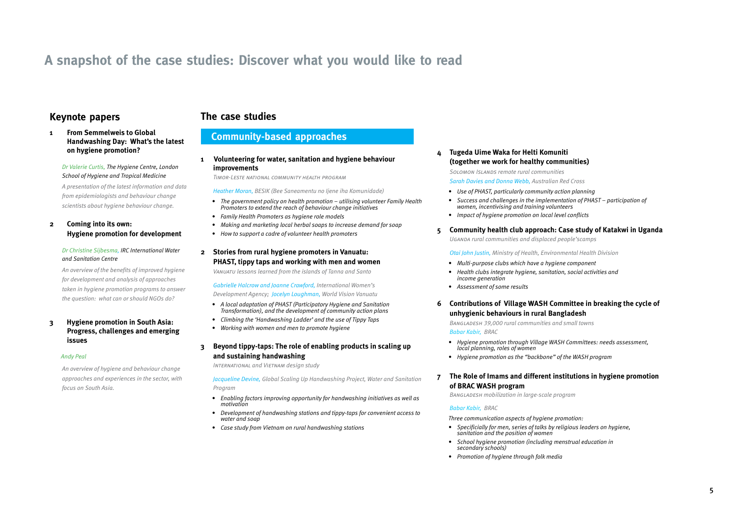# A snapshot of the case studies: Discover what you would like to read

## Keynote papers

**1 From Semmelweis to Global Handwashing Day: What's the latest on hygiene promotion?**

*Dr Valerie Curtis, The Hygiene Centre, London School of Hygiene and Tropical Medicine*

*A presentation of the latest information and data from epidemiologists and behaviour change scientists about hygiene behaviour change.*

**2 Coming into its own: Hygiene promotion for development**

*Dr Christine Sijbesma, IRC International Water and Sanitation Centre*

*An overview of the benefits of improved hygiene for development and analysis of approaches taken in hygiene promotion programs to answer the question: what can or should NGOs do?*

**3 Hygiene promotion in South Asia: Progress, challenges and emerging issues**

*Andy Peal*

*An overview of hygiene and behaviour change approaches and experiences in the sector, with focus on South Asia.*

## The case studies

### Community-based approaches

**1 Volunteering for water, sanitation and hygiene behaviour improvements**

*Timor-Leste national community health program*

*Heather Moran, BESIK (Bee Saneamentu no Ijene iha Komunidade)*

- *The government policy on health promotion – utilising volunteer Family Health Promoters to extend the reach of behaviour change initiatives*
- *Family Health Promoters as hygiene role models*
- *Making and marketing local herbal soaps to increase demand for soap*
- *How to support a cadre of volunteer health promoters*

**2 Stories from rural hygiene promoters in Vanuatu: PHAST, tippy taps and working with men and women**

*Vanuatu lessons learned from the islands of Tanna and Santo*

*Gabrielle Halcrow and Joanne Crawford, International Women's Development Agency; Jocelyn Loughman, World Vision Vanuatu*

- *A local adaptation of PHAST (Participatory Hygiene and Sanitation Transformation), and the development of community action plans*
- *Climbing the 'Handwashing Ladder' and the use of Tippy Taps*
- *Working with women and men to promote hygiene*

**3 Beyond tippy-taps: The role of enabling products in scaling up and sustaining handwashing**

*International and Vietnam design study*

*Jacqueline Devine, Global Scaling Up Handwashing Project, Water and Sanitation Program*

- *Enabling factors improving opportunity for handwashing initiatives as well as motivation*
- *Development of handwashing stations and tippy-taps for convenient access to water and soap*
- *Case study from Vietnam on rural handwashing stations*

**4 Tugeda Uime Waka for Helti Komuniti (together we work for healthy communities)**

*Solomon Islands remote rural communities*

*Sarah Davies and Donna Webb, Australian Red Cross*

- *Use of PHAST, particularly community action planning*
- *Success and challenges in the implementation of PHAST – participation of women, incentivising and training volunteers*
- *Impact of hygiene promotion on local level conflicts*

**5 Community health club approach: Case study of Katakwi in Uganda**

*Uganda rural communities and displaced people'scamps*

*Otai John Justin, Ministry of Health, Environmental Health Division*

- *Multi-purpose clubs which have a hygiene component*
- *Health clubs integrate hygiene, sanitation, social activities and income generation*
- *Assessment of some results*

**6 Contributions of Village WASH Committee in breaking the cycle of unhygienic behaviours in rural Bangladesh**

*Bangladesh 39,000 rural communities and small towns*

*Babar Kabir, BRAC*

- *Hygiene promotion through Village WASH Committees: needs assessment, local planning, roles of women*
- *Hygiene promotion as the "backbone" of the WASH program*

**7 The Role of Imams and different institutions in hygiene promotion of BRAC WASH program**

*Bangladesh mobilization in large-scale program*

*Babar Kabir, BRAC*

*Three communication aspects of hygiene promotion:*

- *Specificially for men, series of talks by religious leaders on hygiene, sanitation and the position of women*
- *School hygiene promotion (including menstrual education in secondary schools)*
- *Promotion of hygiene through folk media*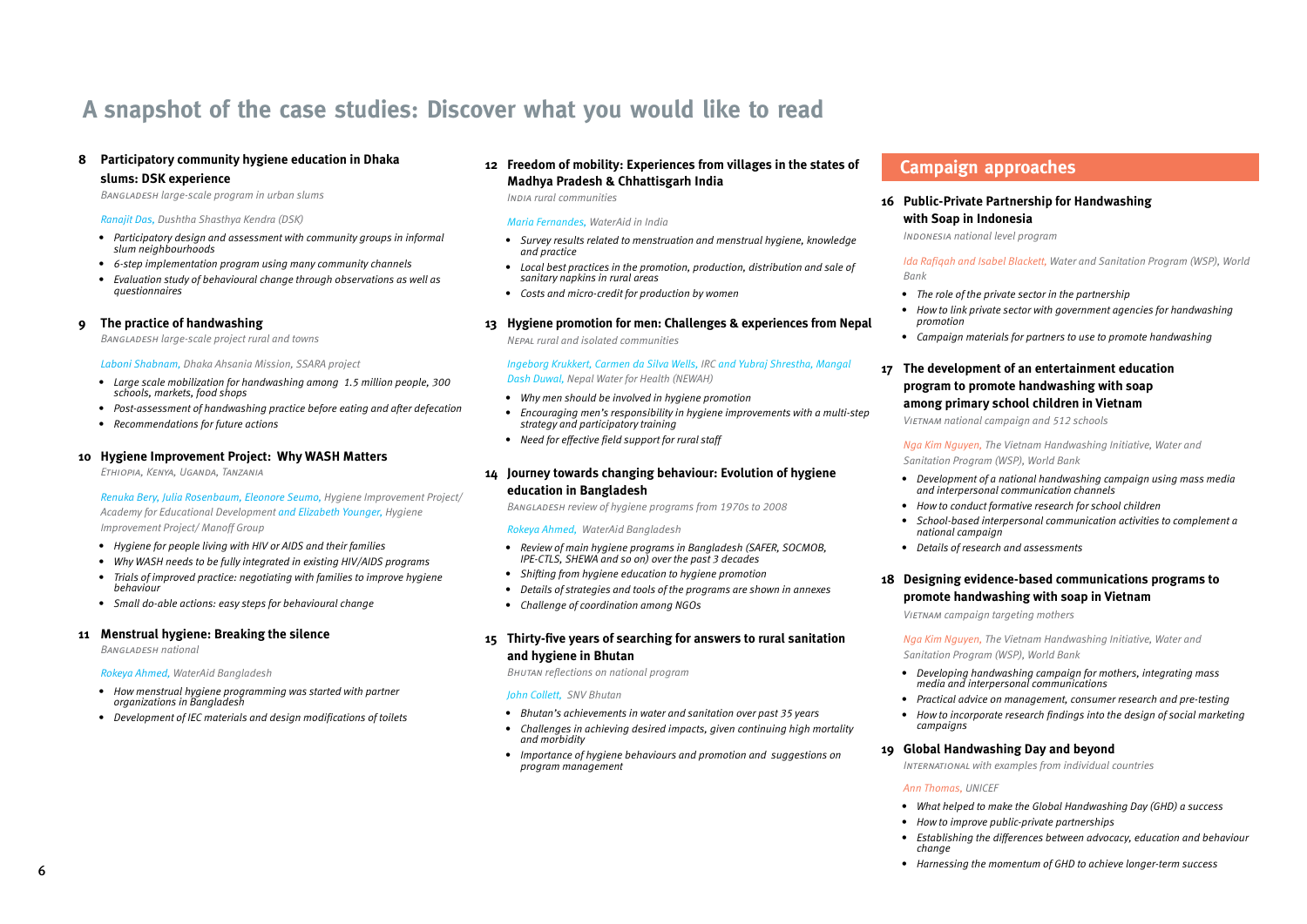# A snapshot of the case studies: Discover what you would like to read

### 8 Participatory community hygiene education in Dhaka slums: DSK experience

*Bangladesh large-scale program in urban slums*

*Ranajit Das, Dushtha Shasthya Kendra (DSK)*

- *Participatory design and assessment with community groups in informal slum neighbourhoods*
- *6-step implementation program using many community channels*
- *Evaluation study of behavioural change through observations as well as questionnaires*

### 9 The practice of handwashing

*Bangladesh large-scale project rural and towns*

*Laboni Shabnam, Dhaka Ahsania Mission, SSARA project*

- *Large scale mobilization for handwashing among 1.5 million people, 300 schools, markets, food shops*
- *Post-assessment of handwashing practice before eating and after defecation*
- *Recommendations for future actions*

### 10 Hygiene Improvement Project: Why WASH Matters

*Ethiopia, Kenya, Uganda, Tanzania*

*Renuka Bery, Julia Rosenbaum, Eleonore Seumo, Hygiene Improvement Project/ Academy for Educational Development and Elizabeth Younger, Hygiene Improvement Project/ Manoff Group*

- *Hygiene for people living with HIV or AIDS and their families*
- *Why WASH needs to be fully integrated in existing HIV/AIDS programs*
- *Trials of improved practice: negotiating with families to improve hygiene behaviour*
- *Small do-able actions: easy steps for behavioural change*

### 11 Menstrual hygiene: Breaking the silence

*Bangladesh national*

*Rokeya Ahmed, WaterAid Bangladesh*

- *How menstrual hygiene programming was started with partner organizations in Bangladesh*
- *Development of IEC materials and design modifications of toilets*

### 12 Freedom of mobility: Experiences from villages in the states of Madhya Pradesh & Chhattisgarh India

*India rural communities*

*Maria Fernandes, WaterAid in India*

- *Survey results related to menstruation and menstrual hygiene, knowledge and practice*
- *Local best practices in the promotion, production, distribution and sale of sanitary napkins in rural areas*
- *Costs and micro-credit for production by women*

### 13 Hygiene promotion for men: Challenges & experiences from Nepal

*Nepal rural and isolated communities*

*Ingeborg Krukkert, Carmen da Silva Wells, IRC and Yubraj Shrestha, Mangal Dash Duwal, Nepal Water for Health (NEWAH)*

- *Why men should be involved in hygiene promotion*
- *Encouraging men's responsibility in hygiene improvements with a multi-step strategy and participatory training*
- *Need for effective field support for rural staff*

### 14 Journey towards changing behaviour: Evolution of hygiene education in Bangladesh

*Bangladesh review of hygiene programs from 1970s to 2008*

*Rokeya Ahmed, WaterAid Bangladesh*

- *Review of main hygiene programs in Bangladesh (SAFER, SOCMOB, IPE-CTLS, SHEWA and so on) over the past 3 decades*
- *Shifting from hygiene education to hygiene promotion*
- *Details of strategies and tools of the programs are shown in annexes*
- *Challenge of coordination among NGOs*

### 15 Thirty-five years of searching for answers to rural sanitation and hygiene in Bhutan

*Bhutan reflections on national program*

*John Collett, SNV Bhutan*

- *Bhutan's achievements in water and sanitation over past 35 years*
- *Challenges in achieving desired impacts, given continuing high mortality and morbidity*
- *Importance of hygiene behaviours and promotion and suggestions on program management*

## Campaign approaches

### 16 Public-Private Partnership for Handwashing with Soap in Indonesia

*Indonesia national level program*

*Ida Rafiqah and Isabel Blackett, Water and Sanitation Program (WSP), World Bank*

- *The role of the private sector in the partnership*
- *How to link private sector with government agencies for handwashing promotion*
- *Campaign materials for partners to use to promote handwashing*

### 17 The development of an entertainment education program to promote handwashing with soap among primary school children in Vietnam

*Vietnam national campaign and 512 schools*

*Nga Kim Nguyen, The Vietnam Handwashing Initiative, Water and Sanitation Program (WSP), World Bank*

- *Development of a national handwashing campaign using mass media and interpersonal communication channels*
- *How to conduct formative research for school children*
- *School-based interpersonal communication activities to complement a national campaign*
- *Details of research and assessments*

### 18 Designing evidence-based communications programs to promote handwashing with soap in Vietnam

*Vietnam campaign targeting mothers*

*Nga Kim Nguyen, The Vietnam Handwashing Initiative, Water and Sanitation Program (WSP), World Bank*

- *Developing handwashing campaign for mothers, integrating mass media and interpersonal communications*
- *Practical advice on management, consumer research and pre-testing*
- *How to incorporate research findings into the design of social marketing campaigns*

### 19 Global Handwashing Day and beyond

*International with examples from individual countries*

*Ann Thomas, UNICEF*

- *What helped to make the Global Handwashing Day (GHD) a success*
- *How to improve public-private partnerships*
- *Establishing the differences between advocacy, education and behaviour change*
- *Harnessing the momentum of GHD to achieve longer-term success*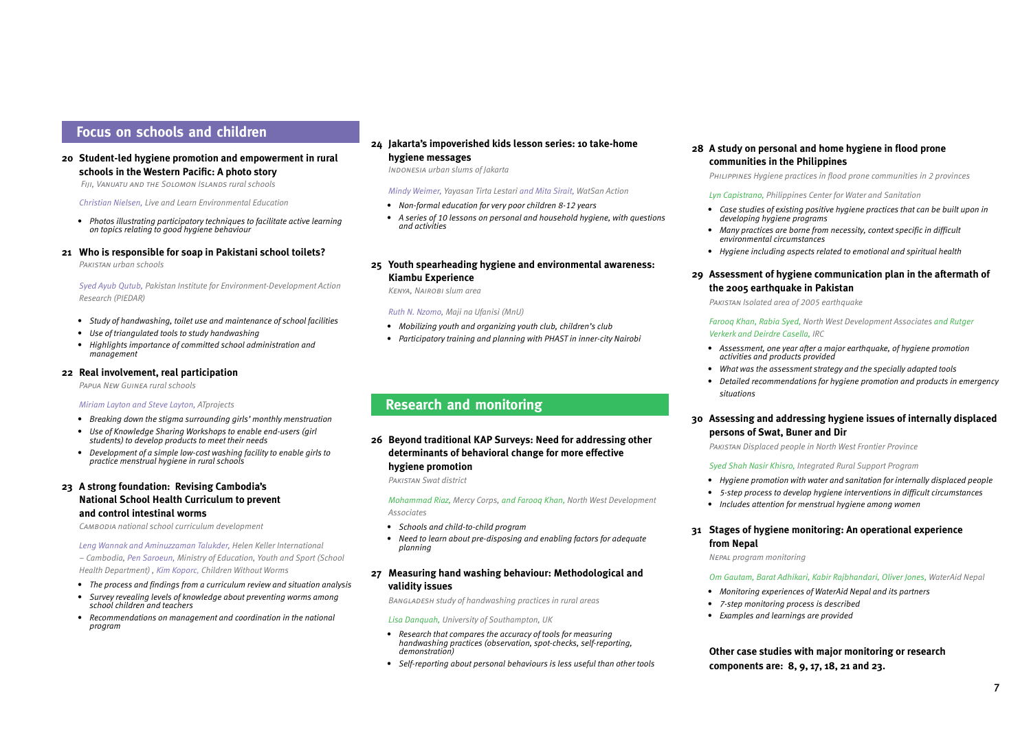## Focus on schools and children

### 20 Student-led hygiene promotion and empowerment in rural schools in the Western Pacific: A photo story

*Fiji, Vanuatu and the Solomon Islands rural schools*

*Christian Nielsen, Live and Learn Environmental Education*

- *Photos illustrating participatory techniques to facilitate active learning on topics relating to good hygiene behaviour*

### 21 Who is responsible for soap in Pakistani school toilets?

*Pakistan urban schools*

*Syed Ayub Qutub, Pakistan Institute for Environment-Development Action Research (PIEDAR)*

- *Study of handwashing, toilet use and maintenance of school facilities*
- *Use of triangulated tools to study handwashing*
- *Highlights importance of committed school administration and management*

### 22 Real involvement, real participation

*Papua New Guinea rural schools*

*Miriam Layton and Steve Layton, ATprojects*

- *Breaking down the stigma surrounding girls' monthly menstruation*
- *Use of Knowledge Sharing Workshops to enable end-users (girl students) to develop products to meet their needs*
- *Development of a simple low-cost washing facility to enable girls to practice menstrual hygiene in rural schools*

### 23 A strong foundation: Revising Cambodia's National School Health Curriculum to prevent and control intestinal worms

*Cambodia national school curriculum development*

*Leng Wannak and Aminuzzaman Talukder, Helen Keller International – Cambodia, Pen Saroeun, Ministry of Education, Youth and Sport (School Health Department) , Kim Koporc, Children Without Worms*

- *The process and findings from a curriculum review and situation analysis*
- *Survey revealing levels of knowledge about preventing worms among school children and teachers*
- *Recommendations on management and coordination in the national program*

### 24 Jakarta's impoverished kids lesson series: 10 take-home hygiene messages

*Indonesia urban slums of Jakarta*

*Mindy Weimer, Yayasan Tirta Lestari and Mita Sirait, WatSan Action*

- *Non-formal education for very poor children 8-12 years*
- *A series of 10 lessons on personal and household hygiene, with questions and activities*

### 25 Youth spearheading hygiene and environmental awareness: Kiambu Experience

*Kenya, Nairobi slum area*

*Ruth N. Nzomo, Maji na Ufanisi (MnU)*

- *Mobilizing youth and organizing youth club, children's club*
- *Participatory training and planning with PHAST in inner-city Nairobi*

## Research and monitoring

### 26 Beyond traditional KAP Surveys: Need for addressing other determinants of behavioral change for more effective hygiene promotion

*Pakistan Swat district*

*Mohammad Riaz, Mercy Corps, and Farooq Khan, North West Development Associates*

- *Schools and child-to-child program*
- *Need to learn about pre-disposing and enabling factors for adequate planning*

### 27 Measuring hand washing behaviour: Methodological and validity issues

*Bangladesh study of handwashing practices in rural areas*

*Lisa Danquah, University of Southampton, UK*

- *Research that compares the accuracy of tools for measuring handwashing practices (observation, spot-checks, self-reporting, demonstration)*
- *Self-reporting about personal behaviours is less useful than other tools*

### 28 A study on personal and home hygiene in flood prone communities in the Philippines

*Philippines Hygiene practices in flood prone communities in 2 provinces*

*Lyn Capistrano, Philippines Center for Water and Sanitation*

- *Case studies of existing positive hygiene practices that can be built upon in developing hygiene programs*
- *Many practices are borne from necessity, context specific in difficult environmental circumstances*
- *Hygiene including aspects related to emotional and spiritual health*

### 29 Assessment of hygiene communication plan in the aftermath of the 2005 earthquake in Pakistan

*Pakistan Isolated area of 2005 earthquake*

*Farooq Khan, Rabia Syed, North West Development Associates and Rutger Verkerk and Deirdre Casella, IRC*

- *Assessment, one year after a major earthquake, of hygiene promotion activities and products provided*
- *What was the assessment strategy and the specially adapted tools*
- *Detailed recommendations for hygiene promotion and products in emergency situations*

### 30 Assessing and addressing hygiene issues of internally displaced persons of Swat, Buner and Dir

*Pakistan Displaced people in North West Frontier Province*

*Syed Shah Nasir Khisro, Integrated Rural Support Program*

- *Hygiene promotion with water and sanitation for internally displaced people*
- *5-step process to develop hygiene interventions in difficult circumstances*
- *Includes attention for menstrual hygiene among women*

### 31 Stages of hygiene monitoring: An operational experience from Nepal

*Nepal program monitoring*

*Om Gautam, Barat Adhikari, Kabir Rajbhandari, Oliver Jones, WaterAid Nepal*

- *Monitoring experiences of WaterAid Nepal and its partners*
- *7-step monitoring process is described*
- *Examples and learnings are provided*

**Other case studies with major monitoring or research components are: 8, 9, 17, 18, 21 and 23.**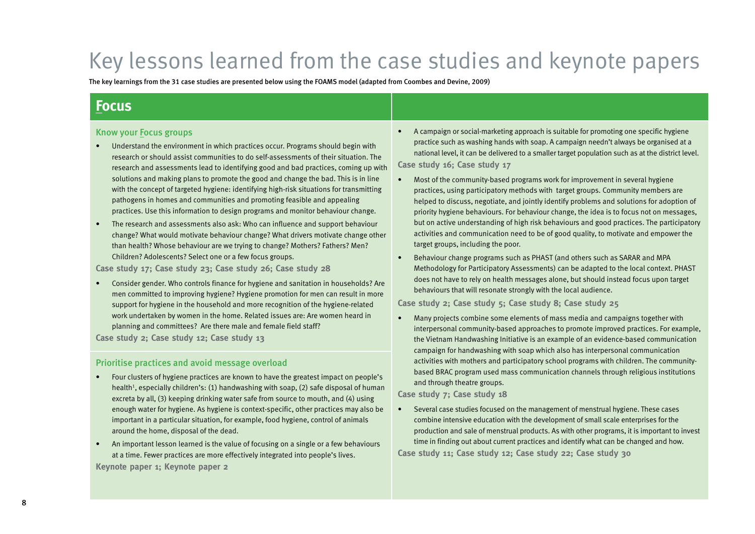# Key lessons learned from the case studies and keynote papers

**The key learnings from the 31 case studies are presented below using the FOAMS model (adapted from Coombes and Devine, 2009)**

## Focus

### Know your Focus groups

- Understand the environment in which practices occur. Programs should begin with research or should assist communities to do self-assessments of their situation. The research and assessments lead to identifying good and bad practices, coming up with solutions and making plans to promote the good and change the bad. This is in line with the concept of targeted hygiene: identifying high-risk situations for transmitting pathogens in homes and communities and promoting feasible and appealing practices. Use this information to design programs and monitor behaviour change.
- The research and assessments also ask: Who can influence and support behaviour change? What would motivate behaviour change? What drivers motivate change other than health? Whose behaviour are we trying to change? Mothers? Fathers? Men? Children? Adolescents? Select one or a few focus groups.

**Case study 17; Case study 23; Case study 26; Case study 28**

- Consider gender. Who controls finance for hygiene and sanitation in households? Are men committed to improving hygiene? Hygiene promotion for men can result in more support for hygiene in the household and more recognition of the hygiene-related work undertaken by women in the home. Related issues are: Are women heard in planning and committees? Are there male and female field staff?

**Case study 2; Case study 12; Case study 13**

### Prioritise practices and avoid message overload

- Four clusters of hygiene practices are known to have the greatest impact on people's health[1], especially children's: (1) handwashing with soap, (2) safe disposal of human excreta by all, (3) keeping drinking water safe from source to mouth, and (4) using enough water for hygiene. As hygiene is context-specific, other practices may also be important in a particular situation, for example, food hygiene, control of animals around the home, disposal of the dead.
- An important lesson learned is the value of focusing on a single or a few behaviours at a time. Fewer practices are more effectively integrated into people's lives.

**Keynote paper 1; Keynote paper 2**

- A campaign or social-marketing approach is suitable for promoting one specific hygiene practice such as washing hands with soap. A campaign needn't always be organised at a national level, it can be delivered to a smaller target population such as at the district level.

**Case study 16; Case study 17**

- Most of the community-based programs work for improvement in several hygiene practices, using participatory methods with target groups. Community members are helped to discuss, negotiate, and jointly identify problems and solutions for adoption of priority hygiene behaviours. For behaviour change, the idea is to focus not on messages, but on active understanding of high risk behaviours and good practices. The participatory activities and communication need to be of good quality, to motivate and empower the target groups, including the poor.
- Behaviour change programs such as PHAST (and others such as SARAR and MPA Methodology for Participatory Assessments) can be adapted to the local context. PHAST does not have to rely on health messages alone, but should instead focus upon target behaviours that will resonate strongly with the local audience.

**Case study 2; Case study 5; Case study 8; Case study 25**

- Many projects combine some elements of mass media and campaigns together with interpersonal community-based approaches to promote improved practices. For example, the Vietnam Handwashing Initiative is an example of an evidence-based communication campaign for handwashing with soap which also has interpersonal communication activities with mothers and participatory school programs with children. The community-based BRAC program used mass communication channels through religious institutions and through theatre groups.

**Case study 7; Case study 18**

- Several case studies focused on the management of menstrual hygiene. These cases combine intensive education with the development of small scale enterprises for the production and sale of menstrual products. As with other programs, it is important to invest time in finding out about current practices and identify what can be changed and how.

**Case study 11; Case study 12; Case study 22; Case study 30**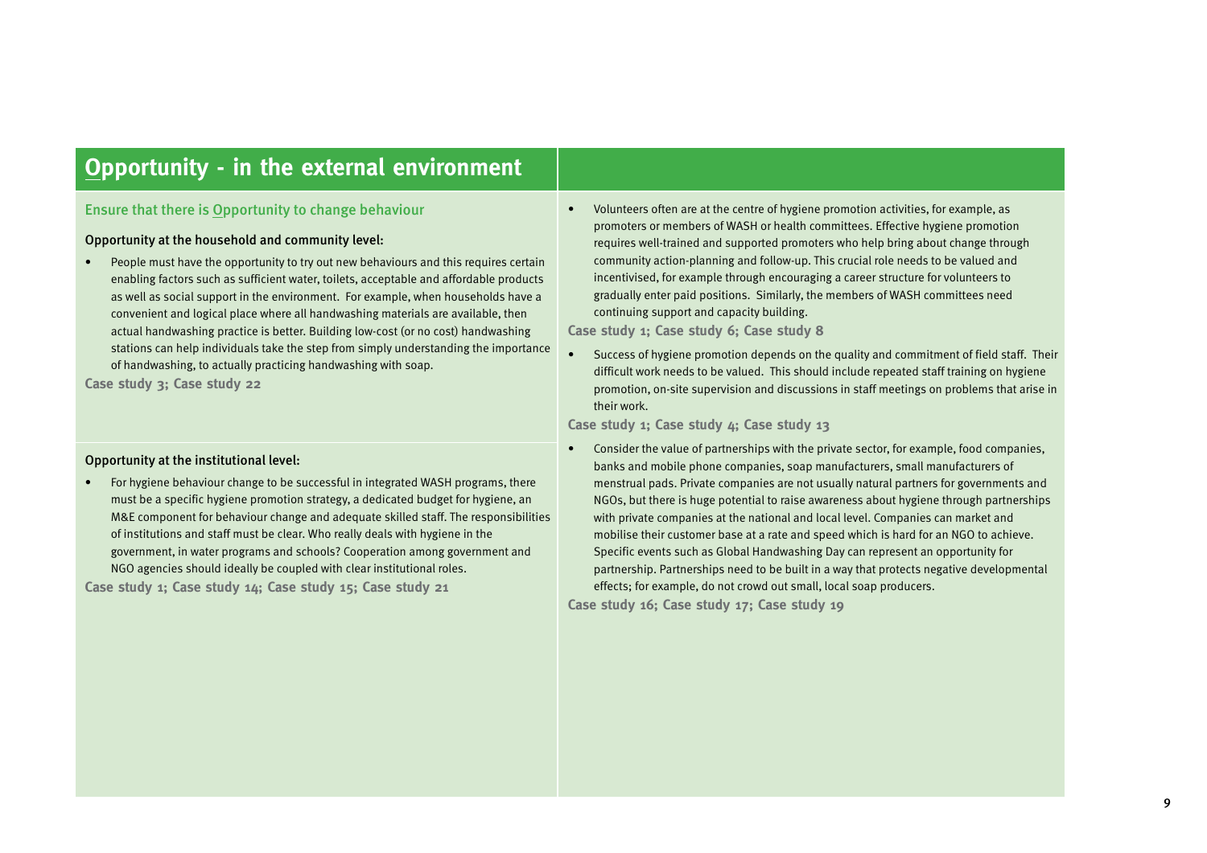## Opportunity - in the external environment

### Ensure that there is Opportunity to change behaviour

**Opportunity at the household and community level:**

- People must have the opportunity to try out new behaviours and this requires certain enabling factors such as sufficient water, toilets, acceptable and affordable products as well as social support in the environment. For example, when households have a convenient and logical place where all handwashing materials are available, then actual handwashing practice is better. Building low-cost (or no cost) handwashing stations can help individuals take the step from simply understanding the importance of handwashing, to actually practicing handwashing with soap.

**Case study 3; Case study 22**

**Opportunity at the institutional level:**

- For hygiene behaviour change to be successful in integrated WASH programs, there must be a specific hygiene promotion strategy, a dedicated budget for hygiene, an M&E component for behaviour change and adequate skilled staff. The responsibilities of institutions and staff must be clear. Who really deals with hygiene in the government, in water programs and schools? Cooperation among government and NGO agencies should ideally be coupled with clear institutional roles.

**Case study 1; Case study 14; Case study 15; Case study 21**

- Volunteers often are at the centre of hygiene promotion activities, for example, as promoters or members of WASH or health committees. Effective hygiene promotion requires well-trained and supported promoters who help bring about change through community action-planning and follow-up. This crucial role needs to be valued and incentivised, for example through encouraging a career structure for volunteers to gradually enter paid positions. Similarly, the members of WASH committees need continuing support and capacity building.

**Case study 1; Case study 6; Case study 8**

- Success of hygiene promotion depends on the quality and commitment of field staff. Their difficult work needs to be valued. This should include repeated staff training on hygiene promotion, on-site supervision and discussions in staff meetings on problems that arise in their work.

**Case study 1; Case study 4; Case study 13**

- Consider the value of partnerships with the private sector, for example, food companies, banks and mobile phone companies, soap manufacturers, small manufacturers of menstrual pads. Private companies are not usually natural partners for governments and NGOs, but there is huge potential to raise awareness about hygiene through partnerships with private companies at the national and local level. Companies can market and mobilise their customer base at a rate and speed which is hard for an NGO to achieve. Specific events such as Global Handwashing Day can represent an opportunity for partnership. Partnerships need to be built in a way that protects negative developmental effects; for example, do not crowd out small, local soap producers.

**Case study 16; Case study 17; Case study 19**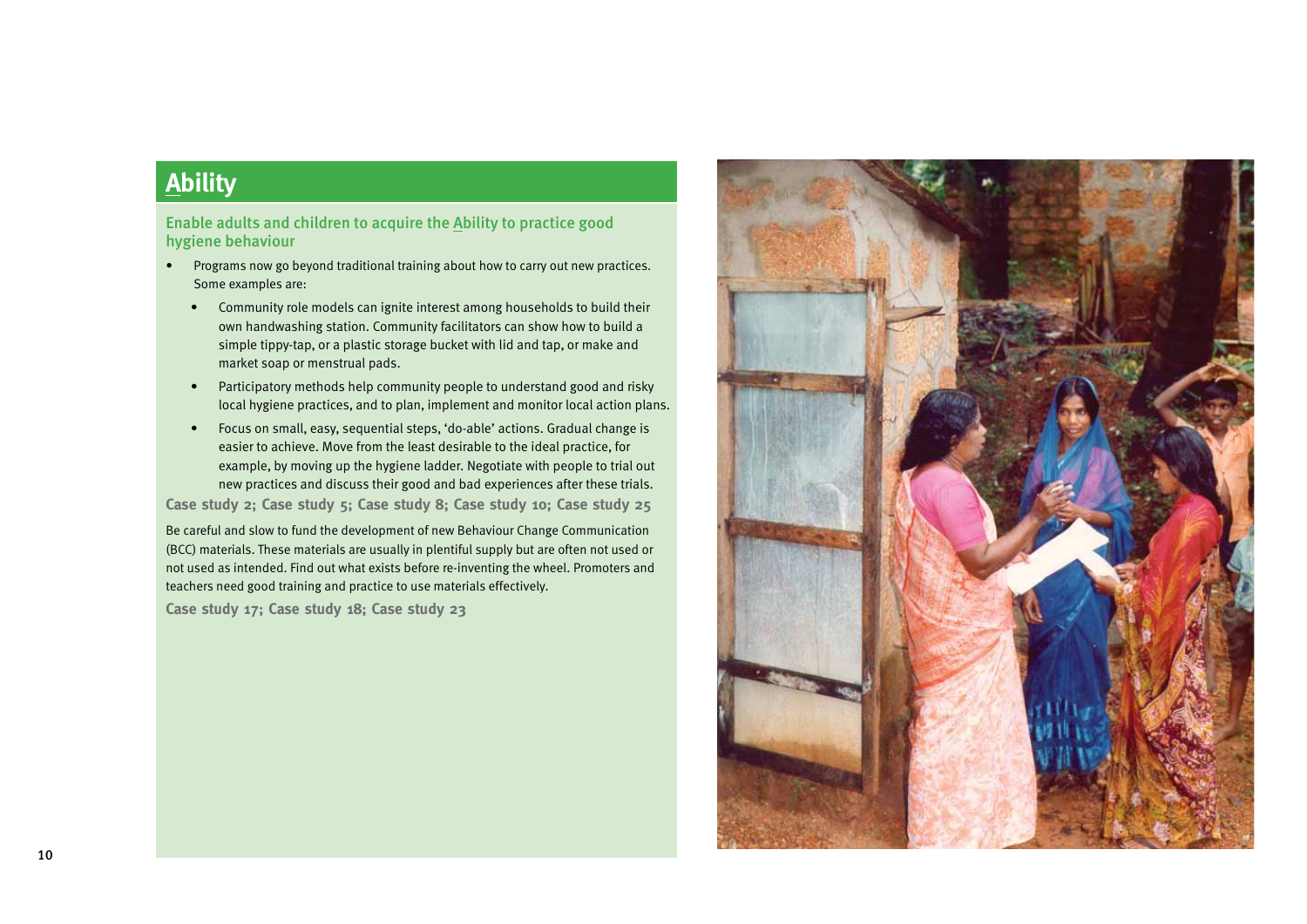# Ability

## Enable adults and children to acquire the Ability to practice good hygiene behaviour

- Programs now go beyond traditional training about how to carry out new practices. Some examples are:
  - Community role models can ignite interest among households to build their own handwashing station. Community facilitators can show how to build a simple tippy-tap, or a plastic storage bucket with lid and tap, or make and market soap or menstrual pads.
  - Participatory methods help community people to understand good and risky local hygiene practices, and to plan, implement and monitor local action plans.
  - Focus on small, easy, sequential steps, 'do-able' actions. Gradual change is easier to achieve. Move from the least desirable to the ideal practice, for example, by moving up the hygiene ladder. Negotiate with people to trial out new practices and discuss their good and bad experiences after these trials.

**Case study 2; Case study 5; Case study 8; Case study 10; Case study 25**

Be careful and slow to fund the development of new Behaviour Change Communication (BCC) materials. These materials are usually in plentiful supply but are often not used or not used as intended. Find out what exists before re-inventing the wheel. Promoters and teachers need good training and practice to use materials effectively.

**Case study 17; Case study 18; Case study 23**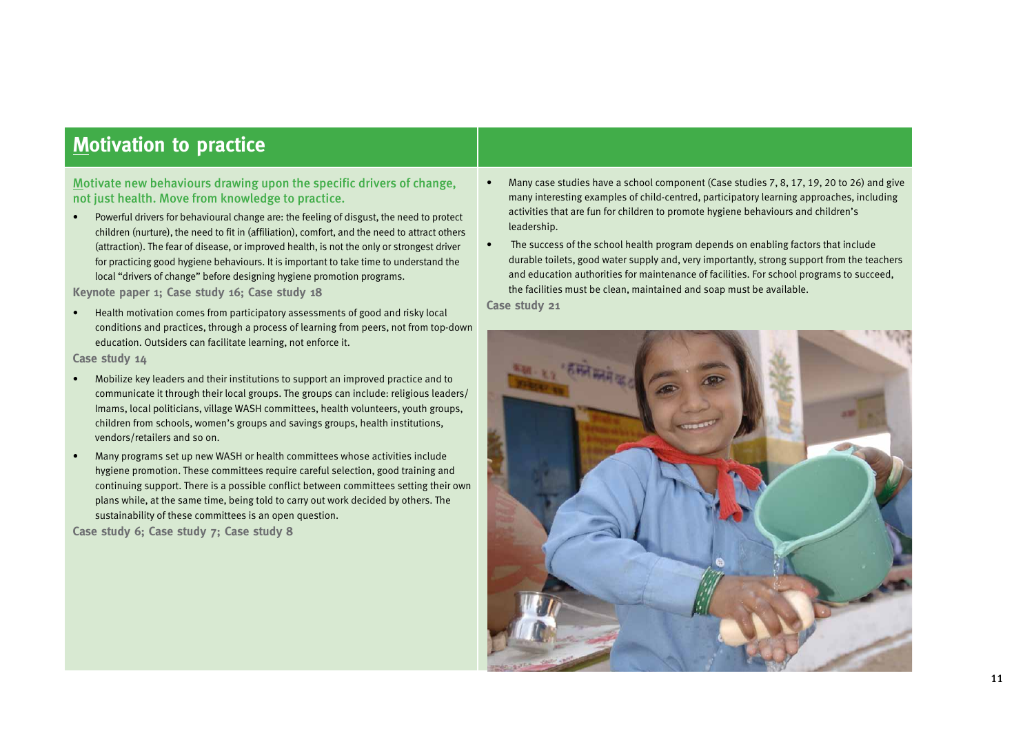## Motivation to practice

### Motivate new behaviours drawing upon the specific drivers of change, not just health. Move from knowledge to practice.

- Powerful drivers for behavioural change are: the feeling of disgust, the need to protect children (nurture), the need to fit in (affiliation), comfort, and the need to attract others (attraction). The fear of disease, or improved health, is not the only or strongest driver for practicing good hygiene behaviours. It is important to take time to understand the local "drivers of change" before designing hygiene promotion programs.

**Keynote paper 1; Case study 16; Case study 18**

- Health motivation comes from participatory assessments of good and risky local conditions and practices, through a process of learning from peers, not from top-down education. Outsiders can facilitate learning, not enforce it.

**Case study 14**

- Mobilize key leaders and their institutions to support an improved practice and to communicate it through their local groups. The groups can include: religious leaders/ Imams, local politicians, village WASH committees, health volunteers, youth groups, children from schools, women's groups and savings groups, health institutions, vendors/retailers and so on.
- Many programs set up new WASH or health committees whose activities include hygiene promotion. These committees require careful selection, good training and continuing support. There is a possible conflict between committees setting their own plans while, at the same time, being told to carry out work decided by others. The sustainability of these committees is an open question.

**Case study 6; Case study 7; Case study 8**

- Many case studies have a school component (Case studies 7, 8, 17, 19, 20 to 26) and give many interesting examples of child-centred, participatory learning approaches, including activities that are fun for children to promote hygiene behaviours and children's leadership.
- The success of the school health program depends on enabling factors that include durable toilets, good water supply and, very importantly, strong support from the teachers and education authorities for maintenance of facilities. For school programs to succeed, the facilities must be clean, maintained and soap must be available.

**Case study 21**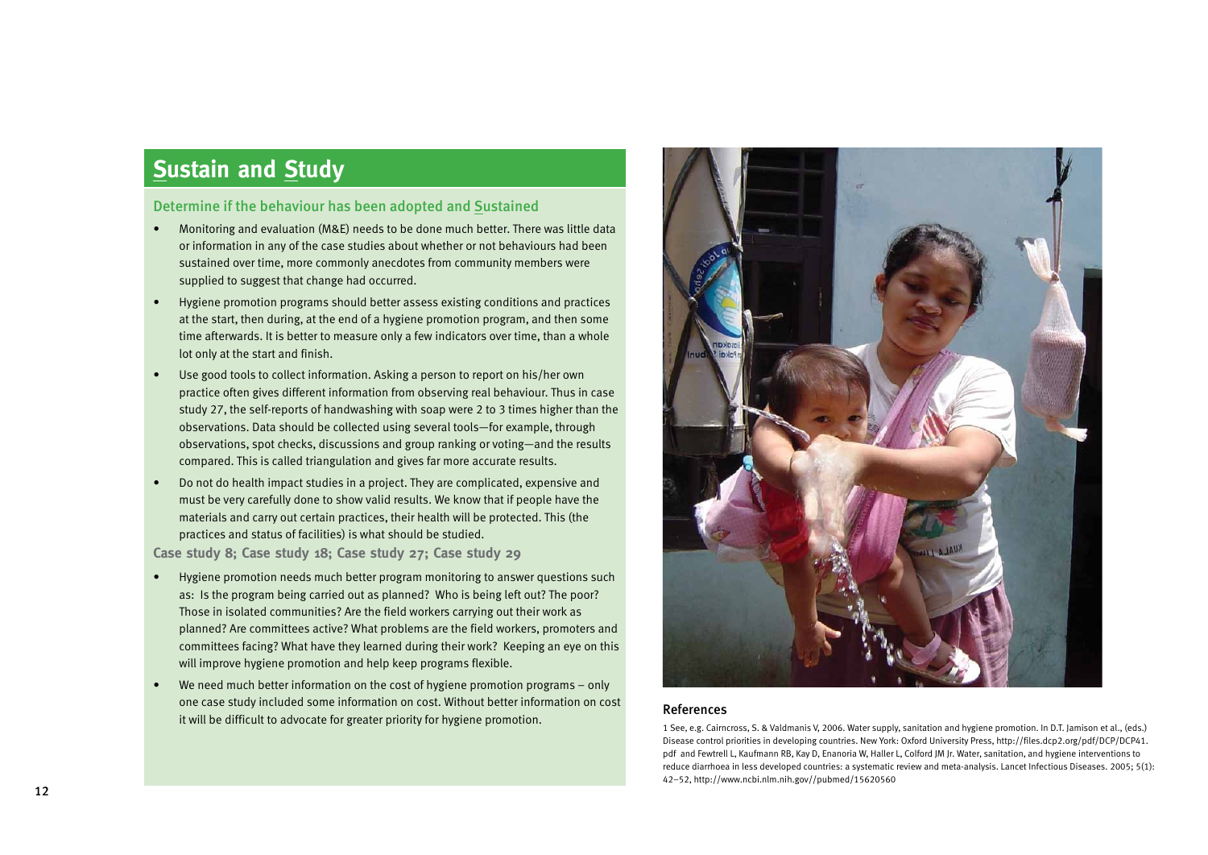## Sustain and Study

### Determine if the behaviour has been adopted and Sustained

- Monitoring and evaluation (M&E) needs to be done much better. There was little data or information in any of the case studies about whether or not behaviours had been sustained over time, more commonly anecdotes from community members were supplied to suggest that change had occurred.
- Hygiene promotion programs should better assess existing conditions and practices at the start, then during, at the end of a hygiene promotion program, and then some time afterwards. It is better to measure only a few indicators over time, than a whole lot only at the start and finish.
- Use good tools to collect information. Asking a person to report on his/her own practice often gives different information from observing real behaviour. Thus in case study 27, the self-reports of handwashing with soap were 2 to 3 times higher than the observations. Data should be collected using several tools—for example, through observations, spot checks, discussions and group ranking or voting—and the results compared. This is called triangulation and gives far more accurate results.
- Do not do health impact studies in a project. They are complicated, expensive and must be very carefully done to show valid results. We know that if people have the materials and carry out certain practices, their health will be protected. This (the practices and status of facilities) is what should be studied.

**Case study 8; Case study 18; Case study 27; Case study 29**

- Hygiene promotion needs much better program monitoring to answer questions such as: Is the program being carried out as planned? Who is being left out? The poor? Those in isolated communities? Are the field workers carrying out their work as planned? Are committees active? What problems are the field workers, promoters and committees facing? What have they learned during their work? Keeping an eye on this will improve hygiene promotion and help keep programs flexible.
- We need much better information on the cost of hygiene promotion programs – only one case study included some information on cost. Without better information on cost it will be difficult to advocate for greater priority for hygiene promotion.

### References

1 See, e.g. Cairncross, S. & Valdmanis V, 2006. Water supply, sanitation and hygiene promotion. In D.T. Jamison et al., (eds.) Disease control priorities in developing countries. New York: Oxford University Press, http://files.dcp2.org/pdf/DCP/DCP41.pdf and Fewtrell L, Kaufmann RB, Kay D, Enanoria W, Haller L, Colford JM Jr. Water, sanitation, and hygiene interventions to reduce diarrhoea in less developed countries: a systematic review and meta-analysis. Lancet Infectious Diseases. 2005; 5(1): 42–52, http://www.ncbi.nlm.nih.gov//pubmed/15620560